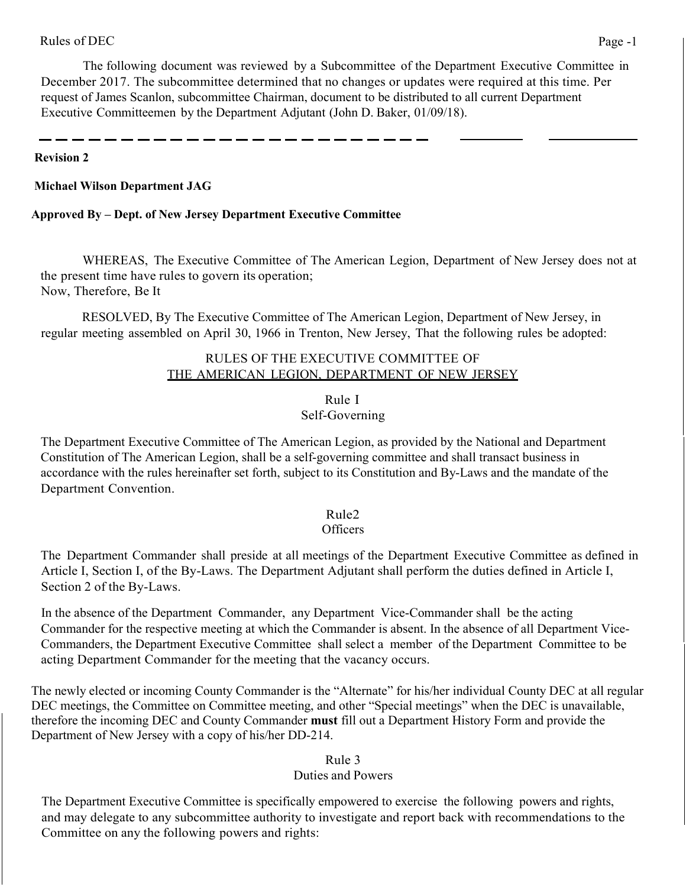The following document was reviewed by a Subcommittee of the Department Executive Committee in December 2017. The subcommittee determined that no changes or updates were required at this time. Per request of James Scanlon, subcommittee Chairman, document to be distributed to all current Department Executive Committeemen by the Department Adjutant (John D. Baker, 01/09/18).

---

**Revision 2**

**Michael Wilson Department JAG**

**Approved By – Dept. of New Jersey Department Executive Committee**

WHEREAS, The Executive Committee of The American Legion, Department of New Jersey does not at the present time have rules to govern its operation;
Now, Therefore, Be It

RESOLVED, By The Executive Committee of The American Legion, Department of New Jersey, in regular meeting assembled on April 30, 1966 in Trenton, New Jersey, That the following rules be adopted:

# RULES OF THE EXECUTIVE COMMITTEE OF THE AMERICAN LEGION, DEPARTMENT OF NEW JERSEY

## Rule I
## Self-Governing

The Department Executive Committee of The American Legion, as provided by the National and Department Constitution of The American Legion, shall be a self-governing committee and shall transact business in accordance with the rules hereinafter set forth, subject to its Constitution and By-Laws and the mandate of the Department Convention.

## Rule2
## Officers

The Department Commander shall preside at all meetings of the Department Executive Committee as defined in Article I, Section I, of the By-Laws. The Department Adjutant shall perform the duties defined in Article I, Section 2 of the By-Laws.

In the absence of the Department Commander, any Department Vice-Commander shall be the acting Commander for the respective meeting at which the Commander is absent. In the absence of all Department Vice-Commanders, the Department Executive Committee shall select a member of the Department Committee to be acting Department Commander for the meeting that the vacancy occurs.

The newly elected or incoming County Commander is the "Alternate" for his/her individual County DEC at all regular DEC meetings, the Committee on Committee meeting, and other "Special meetings" when the DEC is unavailable, therefore the incoming DEC and County Commander **must** fill out a Department History Form and provide the Department of New Jersey with a copy of his/her DD-214.

## Rule 3
## Duties and Powers

The Department Executive Committee is specifically empowered to exercise the following powers and rights, and may delegate to any subcommittee authority to investigate and report back with recommendations to the Committee on any the following powers and rights: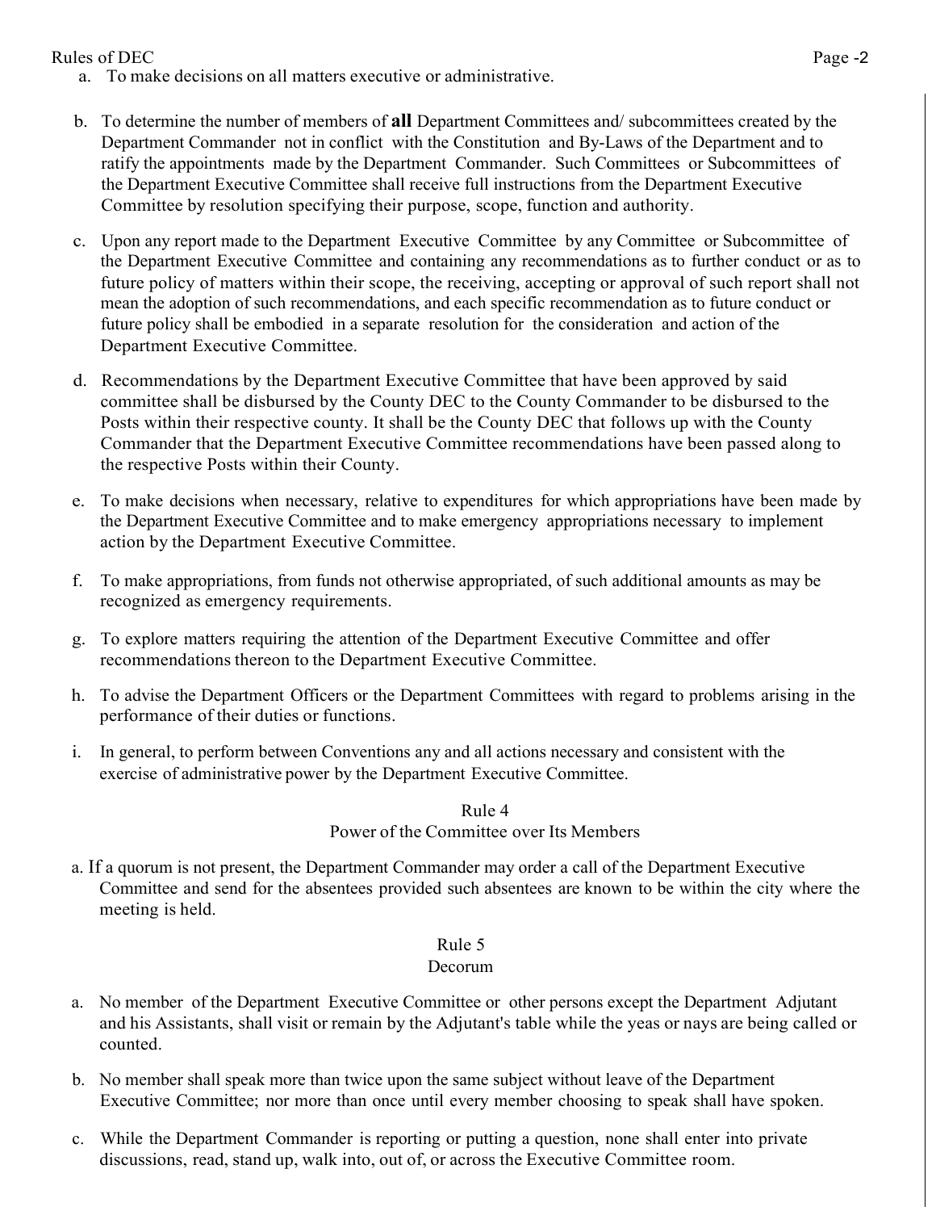a. To make decisions on all matters executive or administrative.

b. To determine the number of members of **all** Department Committees and/ subcommittees created by the Department Commander not in conflict with the Constitution and By-Laws of the Department and to ratify the appointments made by the Department Commander. Such Committees or Subcommittees of the Department Executive Committee shall receive full instructions from the Department Executive Committee by resolution specifying their purpose, scope, function and authority.

c. Upon any report made to the Department Executive Committee by any Committee or Subcommittee of the Department Executive Committee and containing any recommendations as to further conduct or as to future policy of matters within their scope, the receiving, accepting or approval of such report shall not mean the adoption of such recommendations, and each specific recommendation as to future conduct or future policy shall be embodied in a separate resolution for the consideration and action of the Department Executive Committee.

d. Recommendations by the Department Executive Committee that have been approved by said committee shall be disbursed by the County DEC to the County Commander to be disbursed to the Posts within their respective county. It shall be the County DEC that follows up with the County Commander that the Department Executive Committee recommendations have been passed along to the respective Posts within their County.

e. To make decisions when necessary, relative to expenditures for which appropriations have been made by the Department Executive Committee and to make emergency appropriations necessary to implement action by the Department Executive Committee.

f. To make appropriations, from funds not otherwise appropriated, of such additional amounts as may be recognized as emergency requirements.

g. To explore matters requiring the attention of the Department Executive Committee and offer recommendations thereon to the Department Executive Committee.

h. To advise the Department Officers or the Department Committees with regard to problems arising in the performance of their duties or functions.

i. In general, to perform between Conventions any and all actions necessary and consistent with the exercise of administrative power by the Department Executive Committee.

## Rule 4
### Power of the Committee over Its Members

a. If a quorum is not present, the Department Commander may order a call of the Department Executive Committee and send for the absentees provided such absentees are known to be within the city where the meeting is held.

## Rule 5
### Decorum

a. No member of the Department Executive Committee or other persons except the Department Adjutant and his Assistants, shall visit or remain by the Adjutant's table while the yeas or nays are being called or counted.

b. No member shall speak more than twice upon the same subject without leave of the Department Executive Committee; nor more than once until every member choosing to speak shall have spoken.

c. While the Department Commander is reporting or putting a question, none shall enter into private discussions, read, stand up, walk into, out of, or across the Executive Committee room.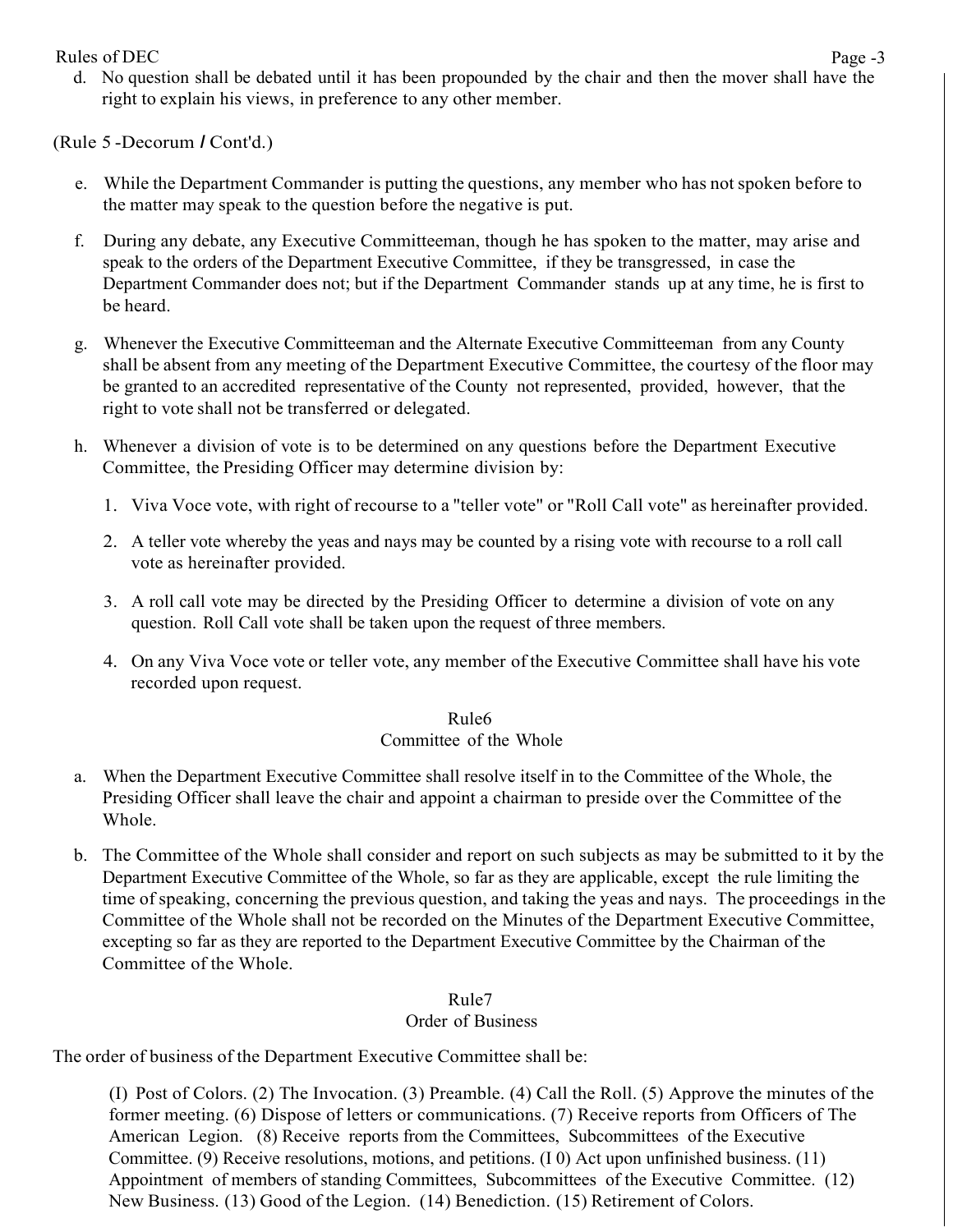d. No question shall be debated until it has been propounded by the chair and then the mover shall have the right to explain his views, in preference to any other member.

(Rule 5 -Decorum / Cont'd.)

e. While the Department Commander is putting the questions, any member who has not spoken before to the matter may speak to the question before the negative is put.

f. During any debate, any Executive Committeeman, though he has spoken to the matter, may arise and speak to the orders of the Department Executive Committee, if they be transgressed, in case the Department Commander does not; but if the Department Commander stands up at any time, he is first to be heard.

g. Whenever the Executive Committeeman and the Alternate Executive Committeeman from any County shall be absent from any meeting of the Department Executive Committee, the courtesy of the floor may be granted to an accredited representative of the County not represented, provided, however, that the right to vote shall not be transferred or delegated.

h. Whenever a division of vote is to be determined on any questions before the Department Executive Committee, the Presiding Officer may determine division by:

   1. Viva Voce vote, with right of recourse to a "teller vote" or "Roll Call vote" as hereinafter provided.

   2. A teller vote whereby the yeas and nays may be counted by a rising vote with recourse to a roll call vote as hereinafter provided.

   3. A roll call vote may be directed by the Presiding Officer to determine a division of vote on any question. Roll Call vote shall be taken upon the request of three members.

   4. On any Viva Voce vote or teller vote, any member of the Executive Committee shall have his vote recorded upon request.

## Rule6
## Committee of the Whole

a. When the Department Executive Committee shall resolve itself in to the Committee of the Whole, the Presiding Officer shall leave the chair and appoint a chairman to preside over the Committee of the Whole.

b. The Committee of the Whole shall consider and report on such subjects as may be submitted to it by the Department Executive Committee of the Whole, so far as they are applicable, except the rule limiting the time of speaking, concerning the previous question, and taking the yeas and nays. The proceedings in the Committee of the Whole shall not be recorded on the Minutes of the Department Executive Committee, excepting so far as they are reported to the Department Executive Committee by the Chairman of the Committee of the Whole.

## Rule7
## Order of Business

The order of business of the Department Executive Committee shall be:

(I) Post of Colors. (2) The Invocation. (3) Preamble. (4) Call the Roll. (5) Approve the minutes of the former meeting. (6) Dispose of letters or communications. (7) Receive reports from Officers of The American Legion. (8) Receive reports from the Committees, Subcommittees of the Executive Committee. (9) Receive resolutions, motions, and petitions. (I 0) Act upon unfinished business. (11) Appointment of members of standing Committees, Subcommittees of the Executive Committee. (12) New Business. (13) Good of the Legion. (14) Benediction. (15) Retirement of Colors.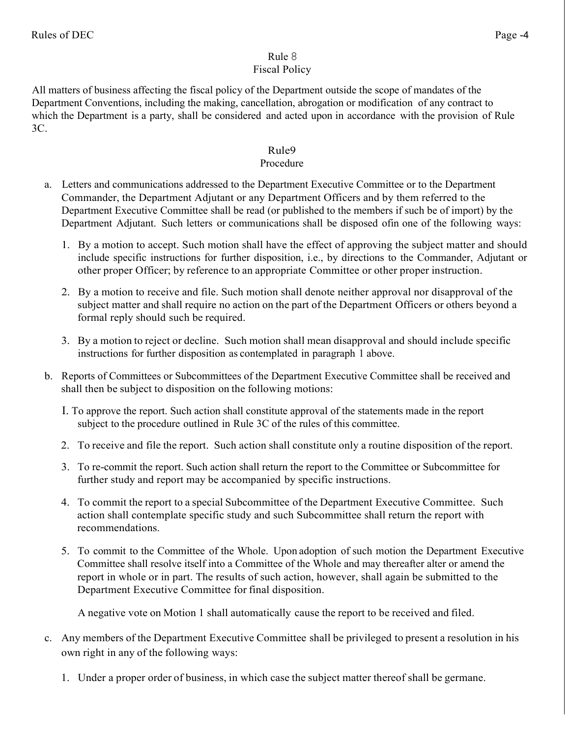## Rule 8
### Fiscal Policy

All matters of business affecting the fiscal policy of the Department outside the scope of mandates of the Department Conventions, including the making, cancellation, abrogation or modification of any contract to which the Department is a party, shall be considered and acted upon in accordance with the provision of Rule 3C.

## Rule9
### Procedure

a. Letters and communications addressed to the Department Executive Committee or to the Department Commander, the Department Adjutant or any Department Officers and by them referred to the Department Executive Committee shall be read (or published to the members if such be of import) by the Department Adjutant. Such letters or communications shall be disposed ofin one of the following ways:

   1. By a motion to accept. Such motion shall have the effect of approving the subject matter and should include specific instructions for further disposition, i.e., by directions to the Commander, Adjutant or other proper Officer; by reference to an appropriate Committee or other proper instruction.

   2. By a motion to receive and file. Such motion shall denote neither approval nor disapproval of the subject matter and shall require no action on the part of the Department Officers or others beyond a formal reply should such be required.

   3. By a motion to reject or decline. Such motion shall mean disapproval and should include specific instructions for further disposition as contemplated in paragraph 1 above.

b. Reports of Committees or Subcommittees of the Department Executive Committee shall be received and shall then be subject to disposition on the following motions:

   I. To approve the report. Such action shall constitute approval of the statements made in the report subject to the procedure outlined in Rule 3C of the rules of this committee.

   2. To receive and file the report. Such action shall constitute only a routine disposition of the report.

   3. To re-commit the report. Such action shall return the report to the Committee or Subcommittee for further study and report may be accompanied by specific instructions.

   4. To commit the report to a special Subcommittee of the Department Executive Committee. Such action shall contemplate specific study and such Subcommittee shall return the report with recommendations.

   5. To commit to the Committee of the Whole. Upon adoption of such motion the Department Executive Committee shall resolve itself into a Committee of the Whole and may thereafter alter or amend the report in whole or in part. The results of such action, however, shall again be submitted to the Department Executive Committee for final disposition.

   A negative vote on Motion 1 shall automatically cause the report to be received and filed.

c. Any members of the Department Executive Committee shall be privileged to present a resolution in his own right in any of the following ways:

   1. Under a proper order of business, in which case the subject matter thereof shall be germane.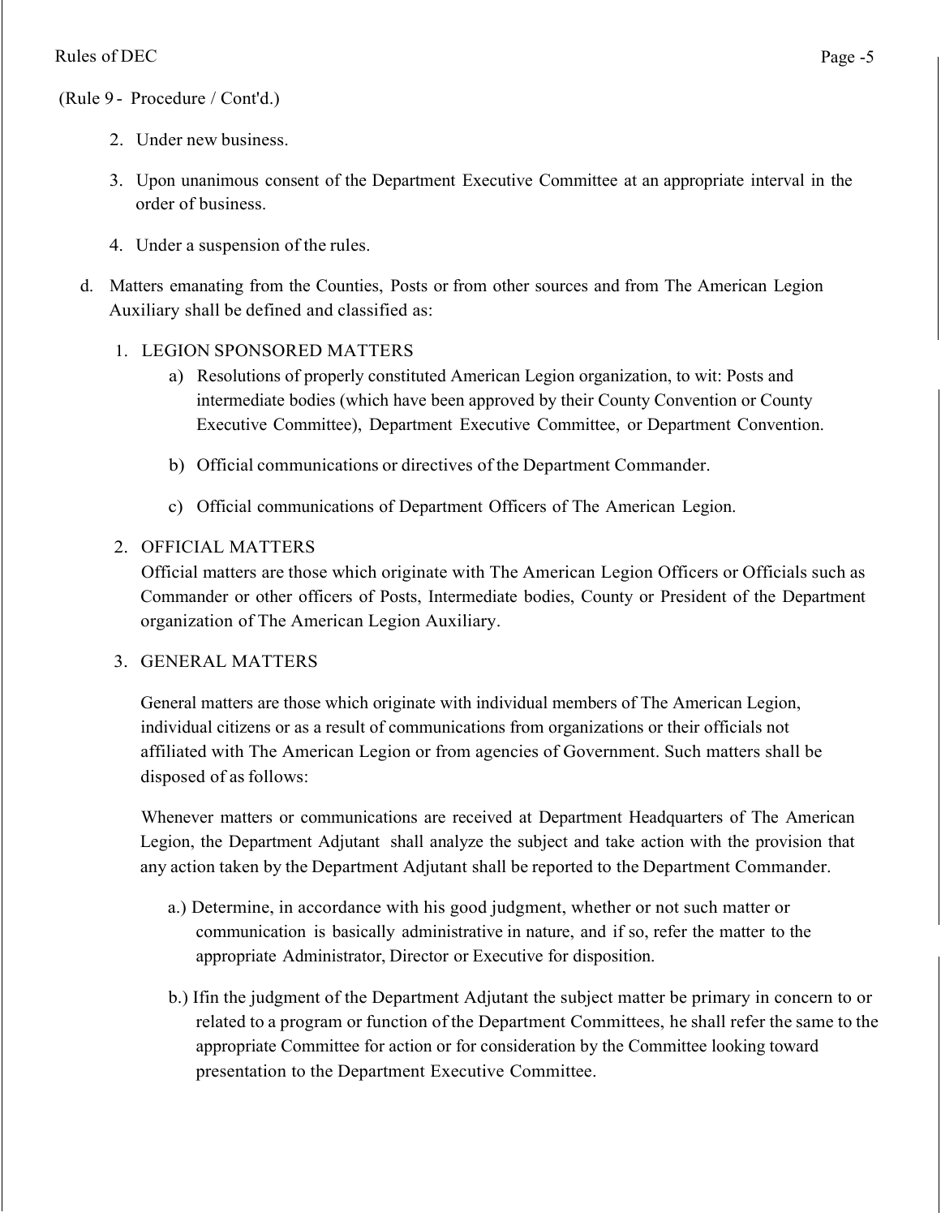(Rule 9 - Procedure / Cont'd.)

2. Under new business.

3. Upon unanimous consent of the Department Executive Committee at an appropriate interval in the order of business.

4. Under a suspension of the rules.

d. Matters emanating from the Counties, Posts or from other sources and from The American Legion Auxiliary shall be defined and classified as:

1. LEGION SPONSORED MATTERS

   a) Resolutions of properly constituted American Legion organization, to wit: Posts and intermediate bodies (which have been approved by their County Convention or County Executive Committee), Department Executive Committee, or Department Convention.

   b) Official communications or directives of the Department Commander.

   c) Official communications of Department Officers of The American Legion.

2. OFFICIAL MATTERS

   Official matters are those which originate with The American Legion Officers or Officials such as Commander or other officers of Posts, Intermediate bodies, County or President of the Department organization of The American Legion Auxiliary.

3. GENERAL MATTERS

   General matters are those which originate with individual members of The American Legion, individual citizens or as a result of communications from organizations or their officials not affiliated with The American Legion or from agencies of Government. Such matters shall be disposed of as follows:

   Whenever matters or communications are received at Department Headquarters of The American Legion, the Department Adjutant shall analyze the subject and take action with the provision that any action taken by the Department Adjutant shall be reported to the Department Commander.

   a.) Determine, in accordance with his good judgment, whether or not such matter or communication is basically administrative in nature, and if so, refer the matter to the appropriate Administrator, Director or Executive for disposition.

   b.) Ifin the judgment of the Department Adjutant the subject matter be primary in concern to or related to a program or function of the Department Committees, he shall refer the same to the appropriate Committee for action or for consideration by the Committee looking toward presentation to the Department Executive Committee.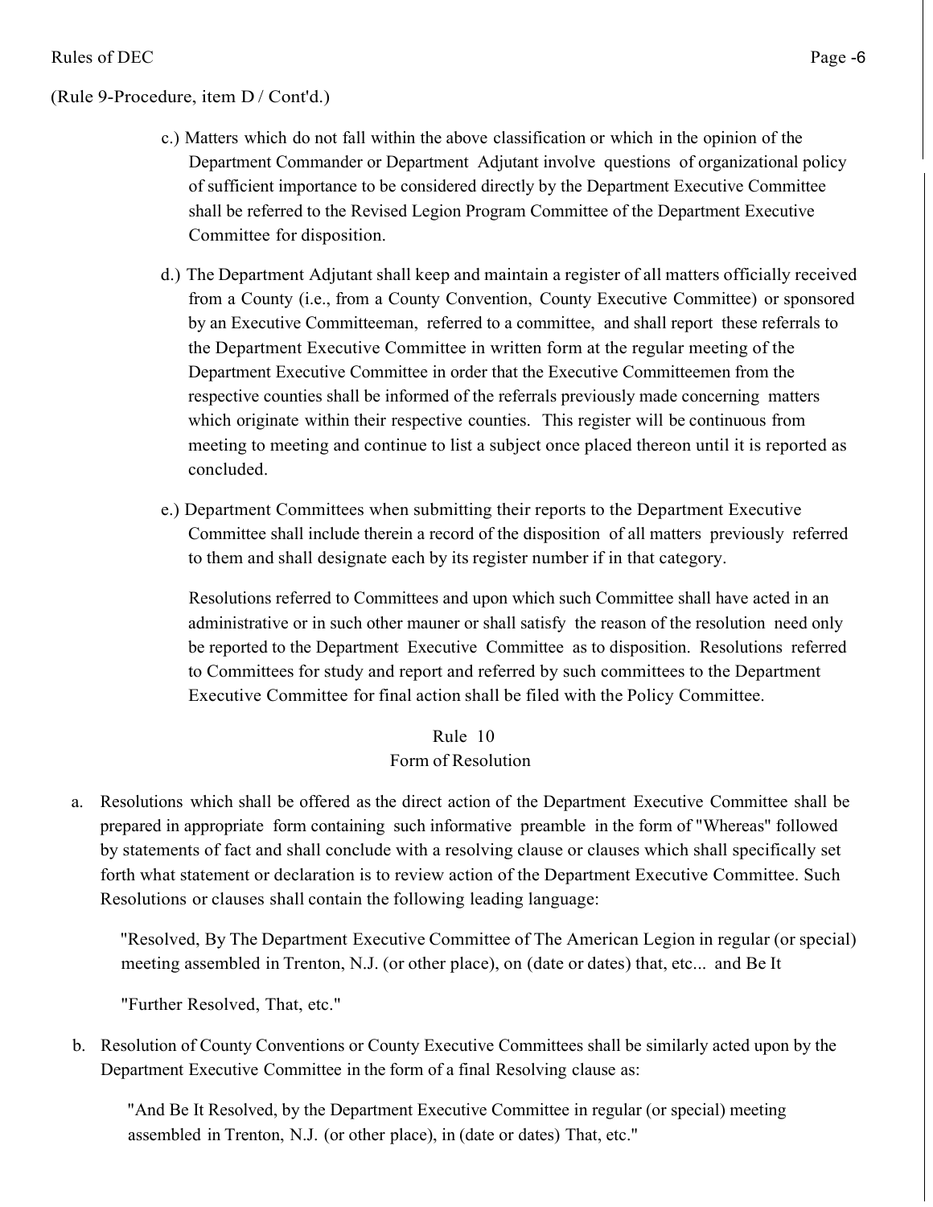(Rule 9-Procedure, item D / Cont'd.)

c.) Matters which do not fall within the above classification or which in the opinion of the Department Commander or Department Adjutant involve questions of organizational policy of sufficient importance to be considered directly by the Department Executive Committee shall be referred to the Revised Legion Program Committee of the Department Executive Committee for disposition.

d.) The Department Adjutant shall keep and maintain a register of all matters officially received from a County (i.e., from a County Convention, County Executive Committee) or sponsored by an Executive Committeeman, referred to a committee, and shall report these referrals to the Department Executive Committee in written form at the regular meeting of the Department Executive Committee in order that the Executive Committeemen from the respective counties shall be informed of the referrals previously made concerning matters which originate within their respective counties. This register will be continuous from meeting to meeting and continue to list a subject once placed thereon until it is reported as concluded.

e.) Department Committees when submitting their reports to the Department Executive Committee shall include therein a record of the disposition of all matters previously referred to them and shall designate each by its register number if in that category.

Resolutions referred to Committees and upon which such Committee shall have acted in an administrative or in such other mauner or shall satisfy the reason of the resolution need only be reported to the Department Executive Committee as to disposition. Resolutions referred to Committees for study and report and referred by such committees to the Department Executive Committee for final action shall be filed with the Policy Committee.

## Rule 10
## Form of Resolution

a. Resolutions which shall be offered as the direct action of the Department Executive Committee shall be prepared in appropriate form containing such informative preamble in the form of "Whereas" followed by statements of fact and shall conclude with a resolving clause or clauses which shall specifically set forth what statement or declaration is to review action of the Department Executive Committee. Such Resolutions or clauses shall contain the following leading language:

"Resolved, By The Department Executive Committee of The American Legion in regular (or special) meeting assembled in Trenton, N.J. (or other place), on (date or dates) that, etc... and Be It

"Further Resolved, That, etc."

b. Resolution of County Conventions or County Executive Committees shall be similarly acted upon by the Department Executive Committee in the form of a final Resolving clause as:

"And Be It Resolved, by the Department Executive Committee in regular (or special) meeting assembled in Trenton, N.J. (or other place), in (date or dates) That, etc."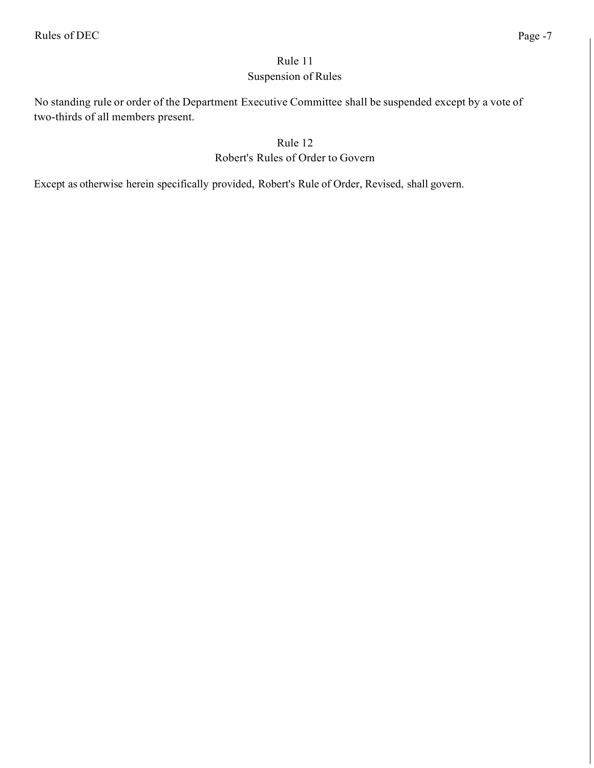## Rule 11
## Suspension of Rules

No standing rule or order of the Department Executive Committee shall be suspended except by a vote of two-thirds of all members present.

## Rule 12
## Robert's Rules of Order to Govern

Except as otherwise herein specifically provided, Robert's Rule of Order, Revised, shall govern.